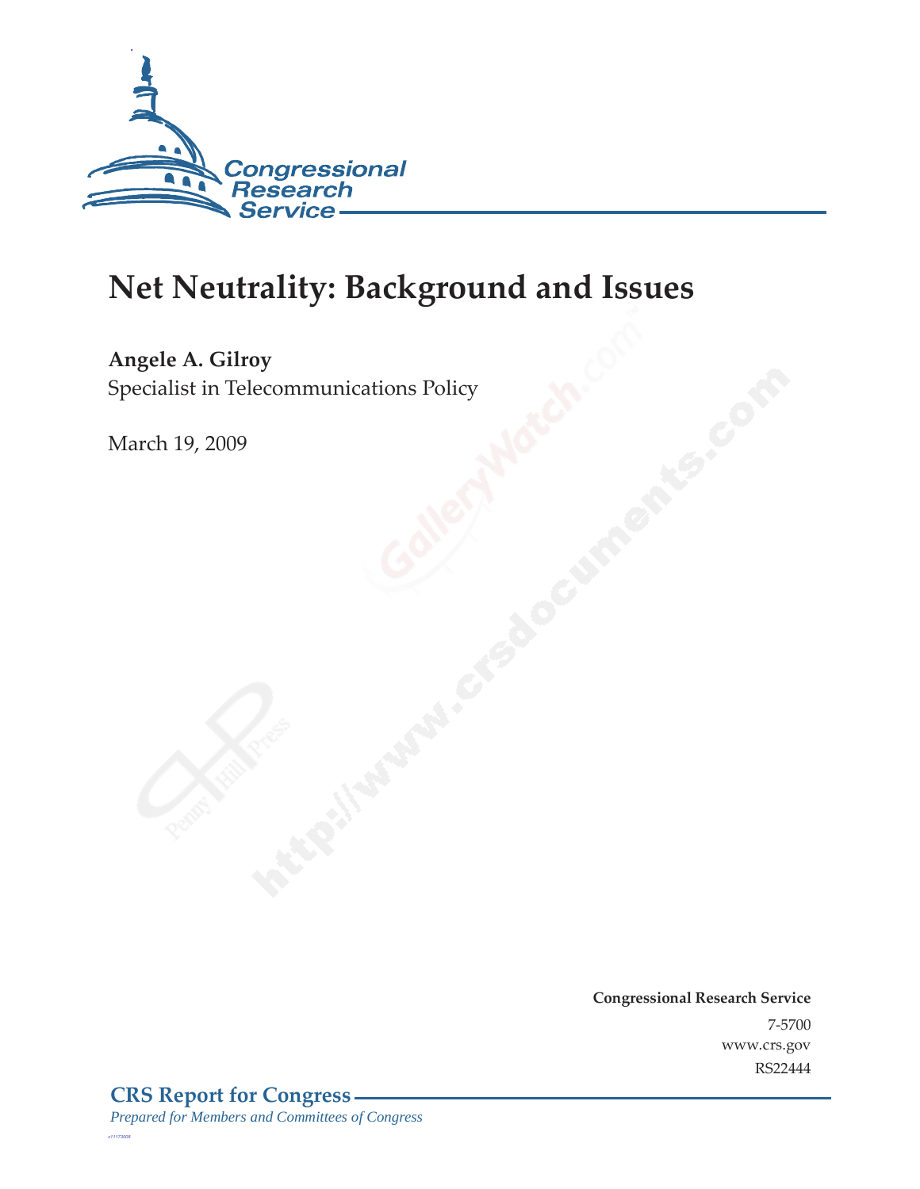# Net Neutrality: Background and Issues

**Angele A. Gilroy**
Specialist in Telecommunications Policy

March 19, 2009

**Congressional Research Service**
7-5700
www.crs.gov
RS22444

**CRS Report for Congress**
*Prepared for Members and Committees of Congress*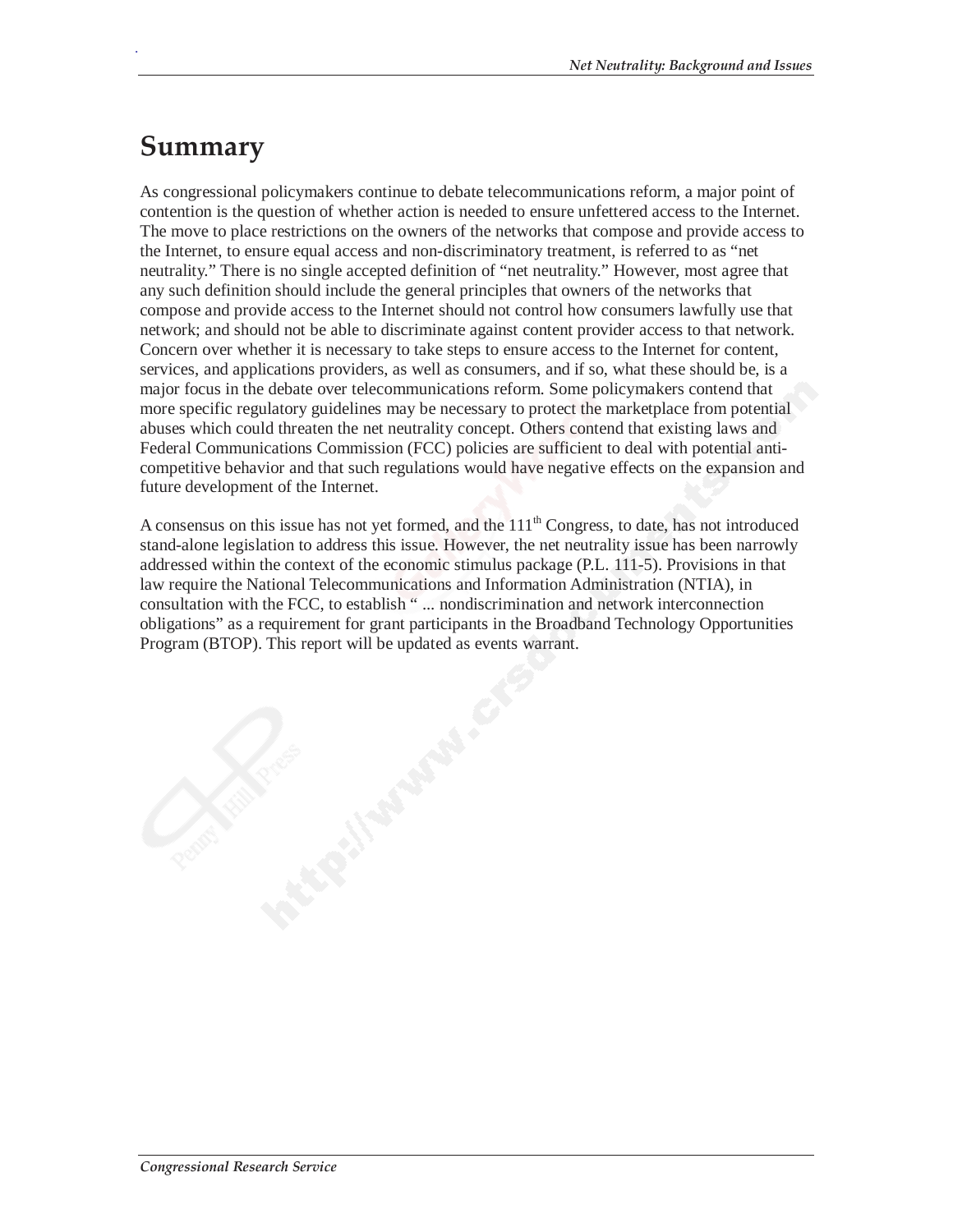# Summary

As congressional policymakers continue to debate telecommunications reform, a major point of contention is the question of whether action is needed to ensure unfettered access to the Internet. The move to place restrictions on the owners of the networks that compose and provide access to the Internet, to ensure equal access and non-discriminatory treatment, is referred to as "net neutrality." There is no single accepted definition of "net neutrality." However, most agree that any such definition should include the general principles that owners of the networks that compose and provide access to the Internet should not control how consumers lawfully use that network; and should not be able to discriminate against content provider access to that network. Concern over whether it is necessary to take steps to ensure access to the Internet for content, services, and applications providers, as well as consumers, and if so, what these should be, is a major focus in the debate over telecommunications reform. Some policymakers contend that more specific regulatory guidelines may be necessary to protect the marketplace from potential abuses which could threaten the net neutrality concept. Others contend that existing laws and Federal Communications Commission (FCC) policies are sufficient to deal with potential anti-competitive behavior and that such regulations would have negative effects on the expansion and future development of the Internet.

A consensus on this issue has not yet formed, and the 111th Congress, to date, has not introduced stand-alone legislation to address this issue. However, the net neutrality issue has been narrowly addressed within the context of the economic stimulus package (P.L. 111-5). Provisions in that law require the National Telecommunications and Information Administration (NTIA), in consultation with the FCC, to establish " ... nondiscrimination and network interconnection obligations" as a requirement for grant participants in the Broadband Technology Opportunities Program (BTOP). This report will be updated as events warrant.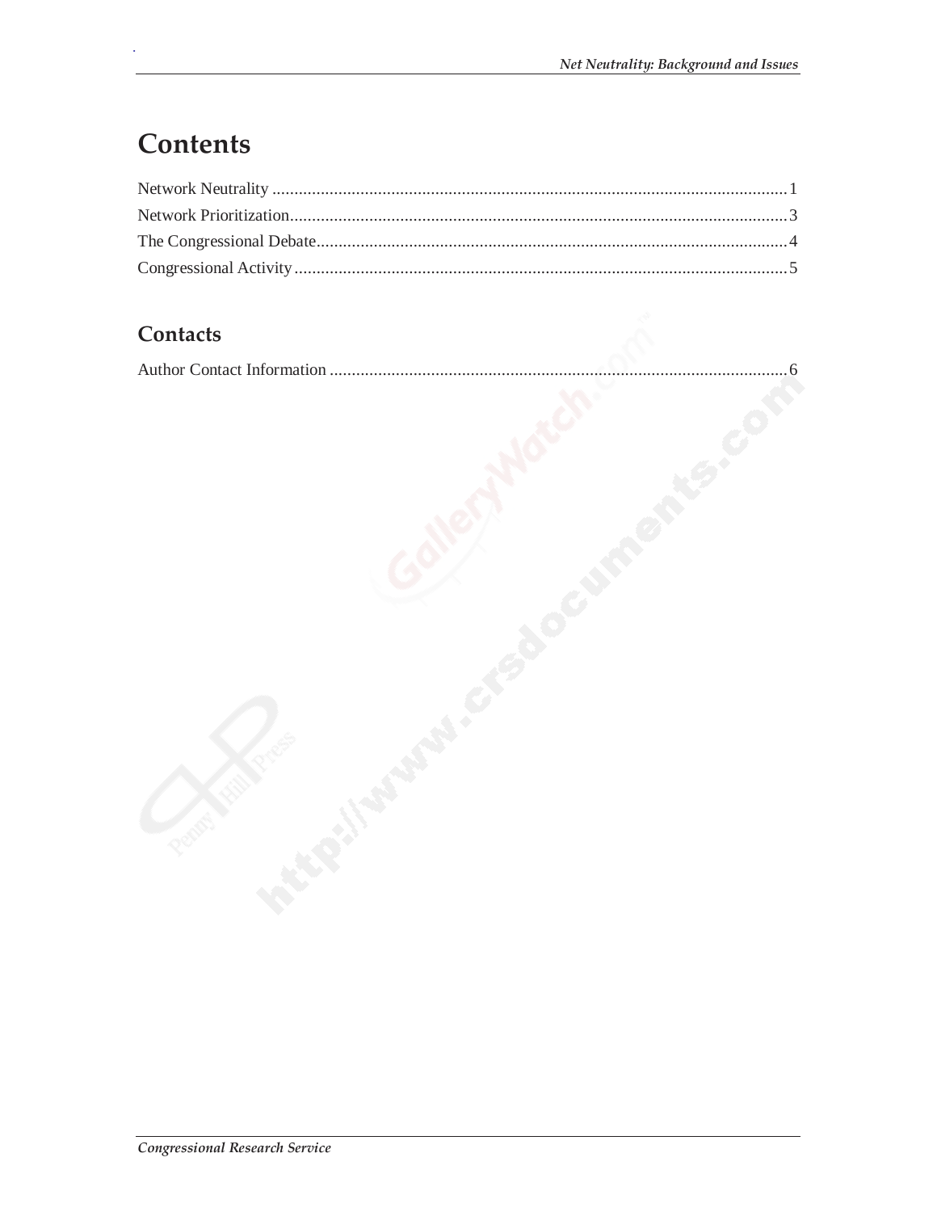# Contents

Network Neutrality .......... 1
Network Prioritization .......... 3
The Congressional Debate .......... 4
Congressional Activity .......... 5

## Contacts

Author Contact Information .......... 6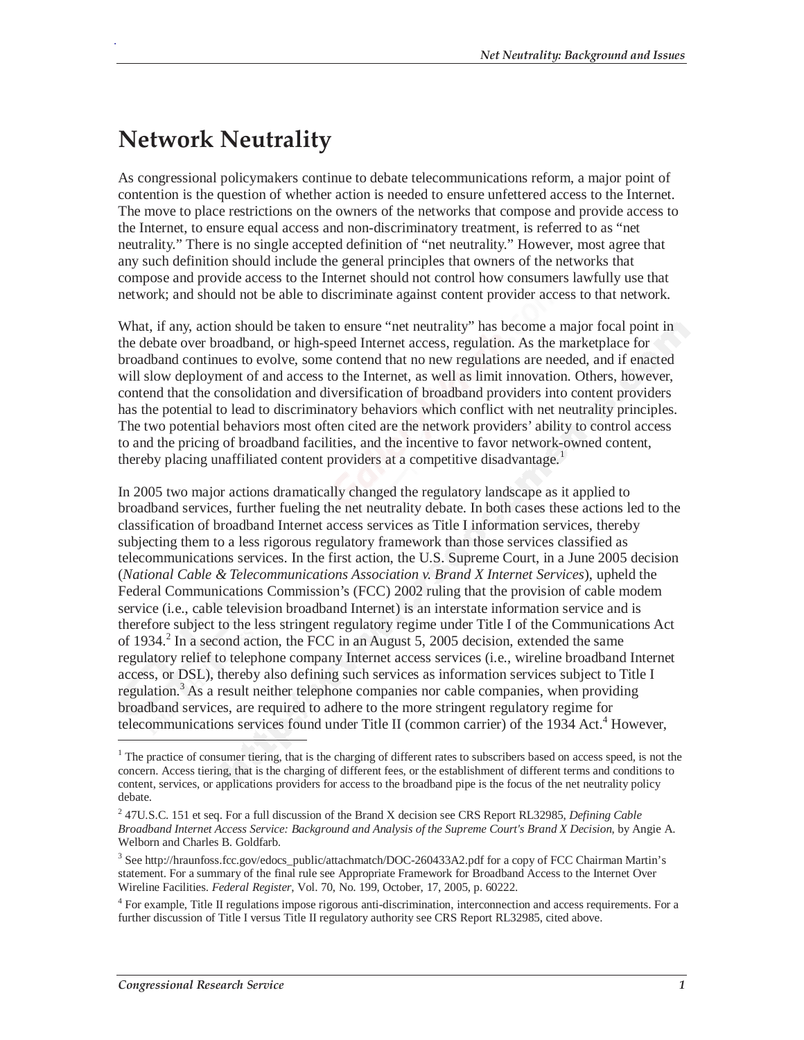# Network Neutrality

As congressional policymakers continue to debate telecommunications reform, a major point of contention is the question of whether action is needed to ensure unfettered access to the Internet. The move to place restrictions on the owners of the networks that compose and provide access to the Internet, to ensure equal access and non-discriminatory treatment, is referred to as "net neutrality." There is no single accepted definition of "net neutrality." However, most agree that any such definition should include the general principles that owners of the networks that compose and provide access to the Internet should not control how consumers lawfully use that network; and should not be able to discriminate against content provider access to that network.

What, if any, action should be taken to ensure "net neutrality" has become a major focal point in the debate over broadband, or high-speed Internet access, regulation. As the marketplace for broadband continues to evolve, some contend that no new regulations are needed, and if enacted will slow deployment of and access to the Internet, as well as limit innovation. Others, however, contend that the consolidation and diversification of broadband providers into content providers has the potential to lead to discriminatory behaviors which conflict with net neutrality principles. The two potential behaviors most often cited are the network providers' ability to control access to and the pricing of broadband facilities, and the incentive to favor network-owned content, thereby placing unaffiliated content providers at a competitive disadvantage.[1]

In 2005 two major actions dramatically changed the regulatory landscape as it applied to broadband services, further fueling the net neutrality debate. In both cases these actions led to the classification of broadband Internet access services as Title I information services, thereby subjecting them to a less rigorous regulatory framework than those services classified as telecommunications services. In the first action, the U.S. Supreme Court, in a June 2005 decision (*National Cable & Telecommunications Association v. Brand X Internet Services*), upheld the Federal Communications Commission's (FCC) 2002 ruling that the provision of cable modem service (i.e., cable television broadband Internet) is an interstate information service and is therefore subject to the less stringent regulatory regime under Title I of the Communications Act of 1934.[2] In a second action, the FCC in an August 5, 2005 decision, extended the same regulatory relief to telephone company Internet access services (i.e., wireline broadband Internet access, or DSL), thereby also defining such services as information services subject to Title I regulation.[3] As a result neither telephone companies nor cable companies, when providing broadband services, are required to adhere to the more stringent regulatory regime for telecommunications services found under Title II (common carrier) of the 1934 Act.[4] However,

---

[1] The practice of consumer tiering, that is the charging of different rates to subscribers based on access speed, is not the concern. Access tiering, that is the charging of different fees, or the establishment of different terms and conditions to content, services, or applications providers for access to the broadband pipe is the focus of the net neutrality policy debate.

[2] 47U.S.C. 151 et seq. For a full discussion of the Brand X decision see CRS Report RL32985, *Defining Cable Broadband Internet Access Service: Background and Analysis of the Supreme Court's Brand X Decision*, by Angie A. Welborn and Charles B. Goldfarb.

[3] See http://hraunfoss.fcc.gov/edocs_public/attachmatch/DOC-260433A2.pdf for a copy of FCC Chairman Martin's statement. For a summary of the final rule see Appropriate Framework for Broadband Access to the Internet Over Wireline Facilities. *Federal Register*, Vol. 70, No. 199, October, 17, 2005, p. 60222.

[4] For example, Title II regulations impose rigorous anti-discrimination, interconnection and access requirements. For a further discussion of Title I versus Title II regulatory authority see CRS Report RL32985, cited above.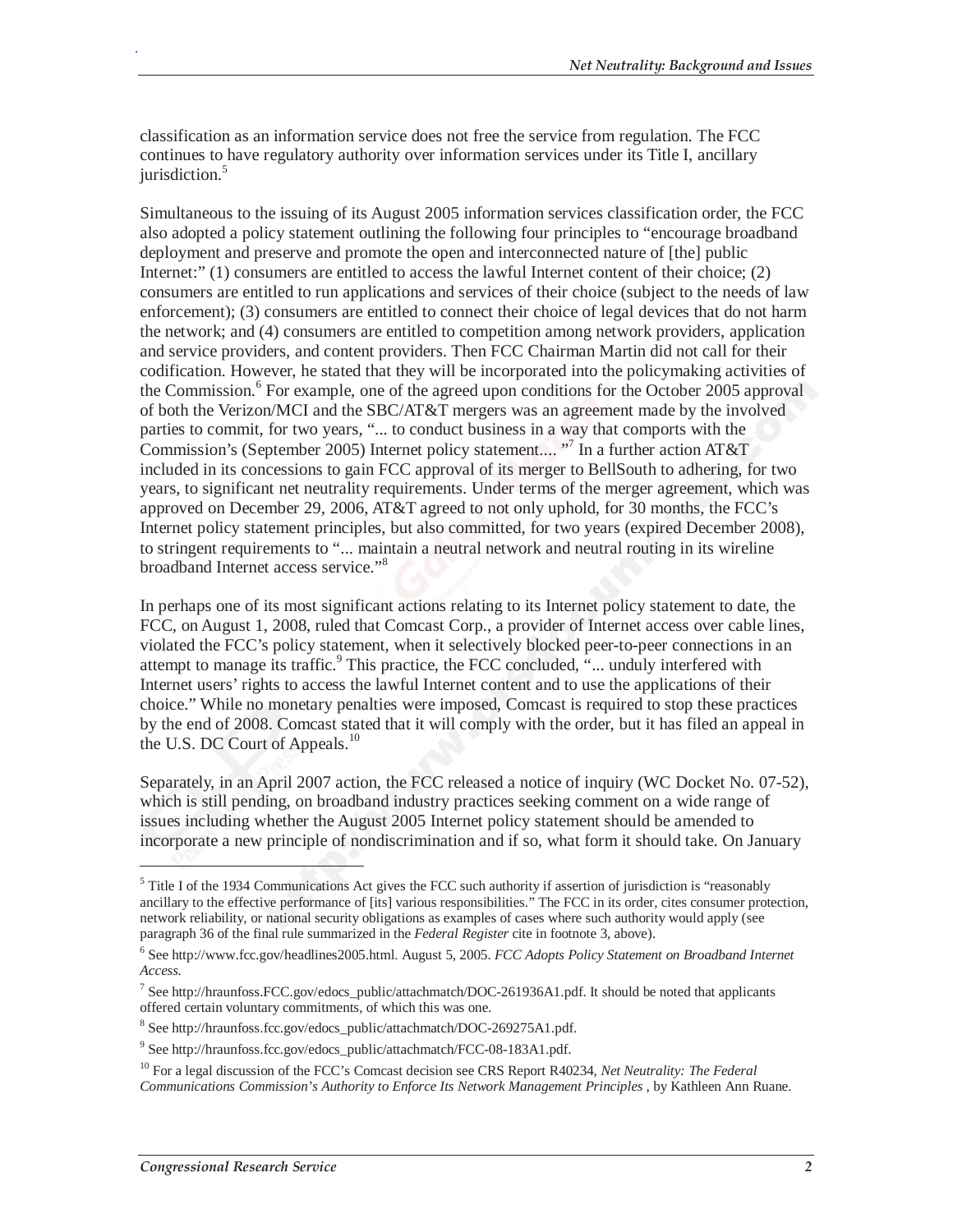classification as an information service does not free the service from regulation. The FCC continues to have regulatory authority over information services under its Title I, ancillary jurisdiction.[5]

Simultaneous to the issuing of its August 2005 information services classification order, the FCC also adopted a policy statement outlining the following four principles to "encourage broadband deployment and preserve and promote the open and interconnected nature of [the] public Internet:" (1) consumers are entitled to access the lawful Internet content of their choice; (2) consumers are entitled to run applications and services of their choice (subject to the needs of law enforcement); (3) consumers are entitled to connect their choice of legal devices that do not harm the network; and (4) consumers are entitled to competition among network providers, application and service providers, and content providers. Then FCC Chairman Martin did not call for their codification. However, he stated that they will be incorporated into the policymaking activities of the Commission.[6] For example, one of the agreed upon conditions for the October 2005 approval of both the Verizon/MCI and the SBC/AT&T mergers was an agreement made by the involved parties to commit, for two years, "... to conduct business in a way that comports with the Commission's (September 2005) Internet policy statement.... "[7] In a further action AT&T included in its concessions to gain FCC approval of its merger to BellSouth to adhering, for two years, to significant net neutrality requirements. Under terms of the merger agreement, which was approved on December 29, 2006, AT&T agreed to not only uphold, for 30 months, the FCC's Internet policy statement principles, but also committed, for two years (expired December 2008), to stringent requirements to "... maintain a neutral network and neutral routing in its wireline broadband Internet access service."[8]

In perhaps one of its most significant actions relating to its Internet policy statement to date, the FCC, on August 1, 2008, ruled that Comcast Corp., a provider of Internet access over cable lines, violated the FCC's policy statement, when it selectively blocked peer-to-peer connections in an attempt to manage its traffic.[9] This practice, the FCC concluded, "... unduly interfered with Internet users' rights to access the lawful Internet content and to use the applications of their choice." While no monetary penalties were imposed, Comcast is required to stop these practices by the end of 2008. Comcast stated that it will comply with the order, but it has filed an appeal in the U.S. DC Court of Appeals.[10]

Separately, in an April 2007 action, the FCC released a notice of inquiry (WC Docket No. 07-52), which is still pending, on broadband industry practices seeking comment on a wide range of issues including whether the August 2005 Internet policy statement should be amended to incorporate a new principle of nondiscrimination and if so, what form it should take. On January

---

[5] Title I of the 1934 Communications Act gives the FCC such authority if assertion of jurisdiction is "reasonably ancillary to the effective performance of [its] various responsibilities." The FCC in its order, cites consumer protection, network reliability, or national security obligations as examples of cases where such authority would apply (see paragraph 36 of the final rule summarized in the *Federal Register* cite in footnote 3, above).

[6] See http://www.fcc.gov/headlines2005.html. August 5, 2005. *FCC Adopts Policy Statement on Broadband Internet Access.*

[7] See http://hraunfoss.FCC.gov/edocs_public/attachmatch/DOC-261936A1.pdf. It should be noted that applicants offered certain voluntary commitments, of which this was one.

[8] See http://hraunfoss.fcc.gov/edocs_public/attachmatch/DOC-269275A1.pdf.

[9] See http://hraunfoss.fcc.gov/edocs_public/attachmatch/FCC-08-183A1.pdf.

[10] For a legal discussion of the FCC's Comcast decision see CRS Report R40234, *Net Neutrality: The Federal Communications Commission's Authority to Enforce Its Network Management Principles* , by Kathleen Ann Ruane.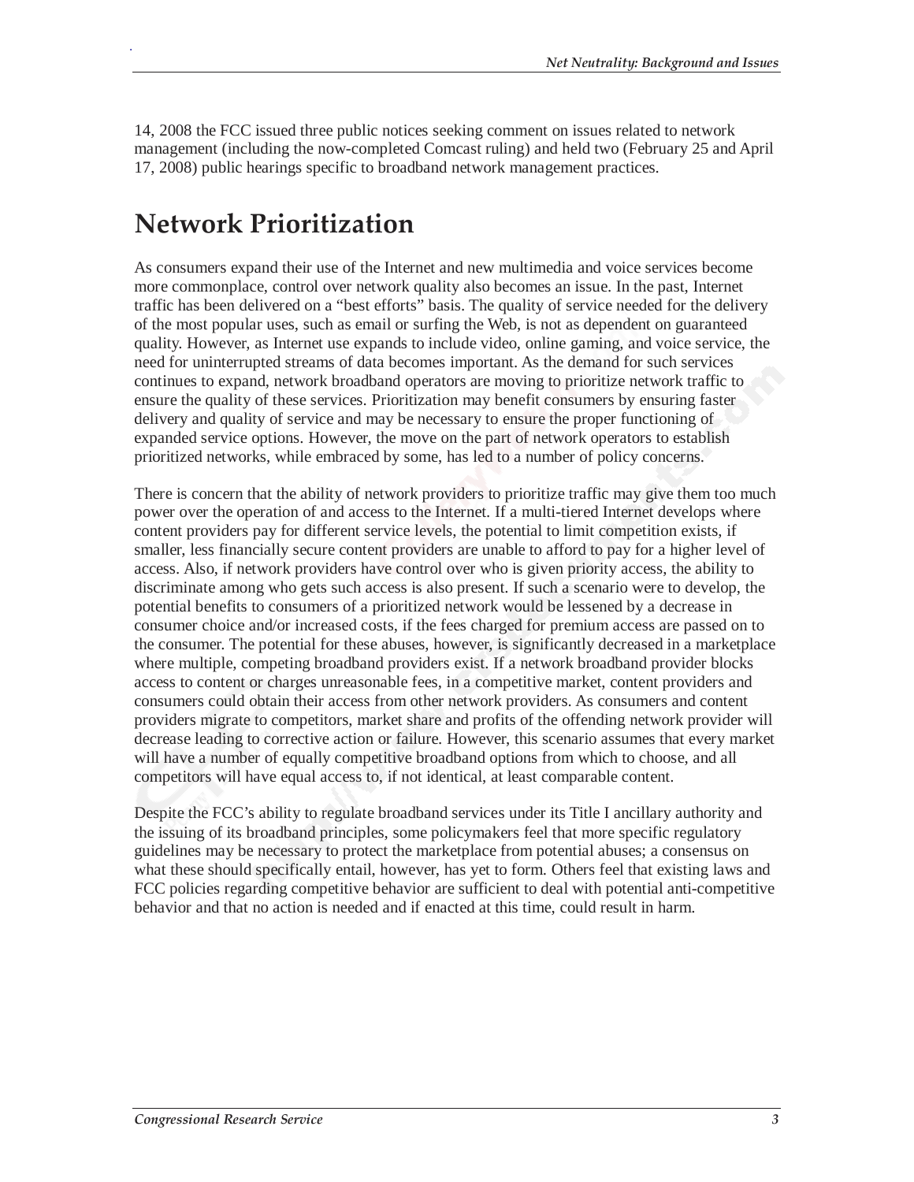14, 2008 the FCC issued three public notices seeking comment on issues related to network management (including the now-completed Comcast ruling) and held two (February 25 and April 17, 2008) public hearings specific to broadband network management practices.

## Network Prioritization

As consumers expand their use of the Internet and new multimedia and voice services become more commonplace, control over network quality also becomes an issue. In the past, Internet traffic has been delivered on a "best efforts" basis. The quality of service needed for the delivery of the most popular uses, such as email or surfing the Web, is not as dependent on guaranteed quality. However, as Internet use expands to include video, online gaming, and voice service, the need for uninterrupted streams of data becomes important. As the demand for such services continues to expand, network broadband operators are moving to prioritize network traffic to ensure the quality of these services. Prioritization may benefit consumers by ensuring faster delivery and quality of service and may be necessary to ensure the proper functioning of expanded service options. However, the move on the part of network operators to establish prioritized networks, while embraced by some, has led to a number of policy concerns.

There is concern that the ability of network providers to prioritize traffic may give them too much power over the operation of and access to the Internet. If a multi-tiered Internet develops where content providers pay for different service levels, the potential to limit competition exists, if smaller, less financially secure content providers are unable to afford to pay for a higher level of access. Also, if network providers have control over who is given priority access, the ability to discriminate among who gets such access is also present. If such a scenario were to develop, the potential benefits to consumers of a prioritized network would be lessened by a decrease in consumer choice and/or increased costs, if the fees charged for premium access are passed on to the consumer. The potential for these abuses, however, is significantly decreased in a marketplace where multiple, competing broadband providers exist. If a network broadband provider blocks access to content or charges unreasonable fees, in a competitive market, content providers and consumers could obtain their access from other network providers. As consumers and content providers migrate to competitors, market share and profits of the offending network provider will decrease leading to corrective action or failure. However, this scenario assumes that every market will have a number of equally competitive broadband options from which to choose, and all competitors will have equal access to, if not identical, at least comparable content.

Despite the FCC's ability to regulate broadband services under its Title I ancillary authority and the issuing of its broadband principles, some policymakers feel that more specific regulatory guidelines may be necessary to protect the marketplace from potential abuses; a consensus on what these should specifically entail, however, has yet to form. Others feel that existing laws and FCC policies regarding competitive behavior are sufficient to deal with potential anti-competitive behavior and that no action is needed and if enacted at this time, could result in harm.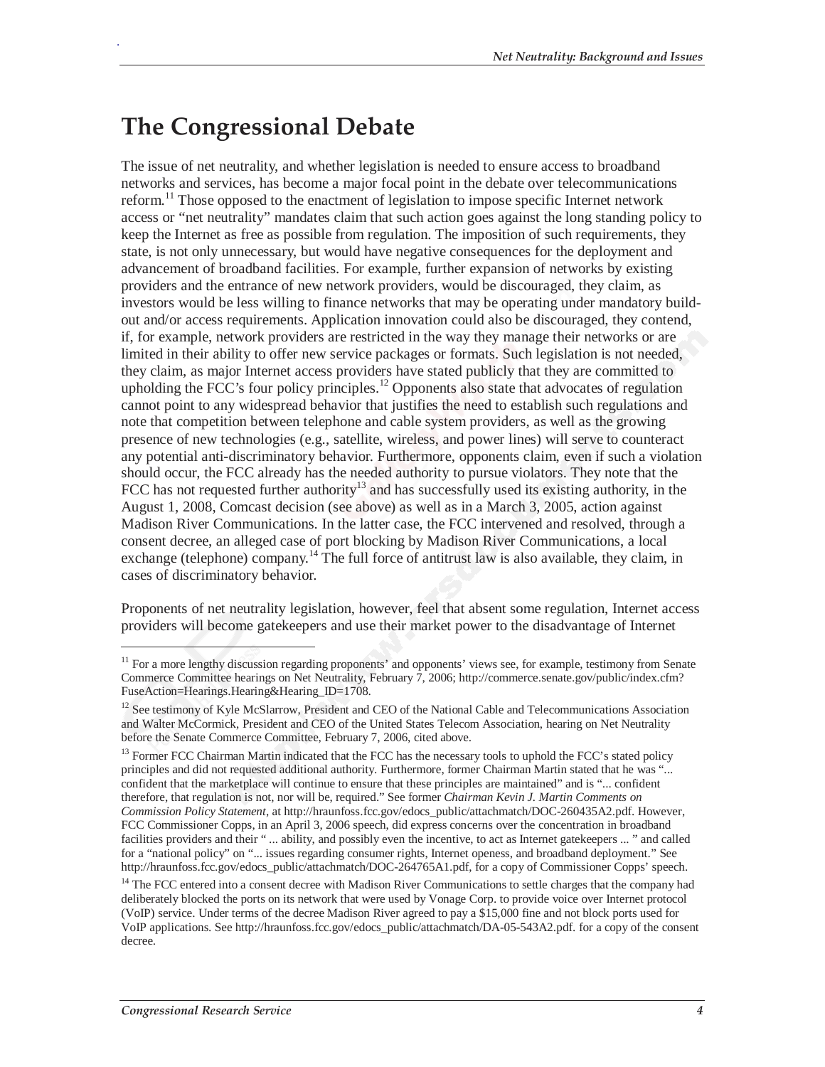# The Congressional Debate

The issue of net neutrality, and whether legislation is needed to ensure access to broadband networks and services, has become a major focal point in the debate over telecommunications reform.[11] Those opposed to the enactment of legislation to impose specific Internet network access or "net neutrality" mandates claim that such action goes against the long standing policy to keep the Internet as free as possible from regulation. The imposition of such requirements, they state, is not only unnecessary, but would have negative consequences for the deployment and advancement of broadband facilities. For example, further expansion of networks by existing providers and the entrance of new network providers, would be discouraged, they claim, as investors would be less willing to finance networks that may be operating under mandatory build-out and/or access requirements. Application innovation could also be discouraged, they contend, if, for example, network providers are restricted in the way they manage their networks or are limited in their ability to offer new service packages or formats. Such legislation is not needed, they claim, as major Internet access providers have stated publicly that they are committed to upholding the FCC's four policy principles.[12] Opponents also state that advocates of regulation cannot point to any widespread behavior that justifies the need to establish such regulations and note that competition between telephone and cable system providers, as well as the growing presence of new technologies (e.g., satellite, wireless, and power lines) will serve to counteract any potential anti-discriminatory behavior. Furthermore, opponents claim, even if such a violation should occur, the FCC already has the needed authority to pursue violators. They note that the FCC has not requested further authority[13] and has successfully used its existing authority, in the August 1, 2008, Comcast decision (see above) as well as in a March 3, 2005, action against Madison River Communications. In the latter case, the FCC intervened and resolved, through a consent decree, an alleged case of port blocking by Madison River Communications, a local exchange (telephone) company.[14] The full force of antitrust law is also available, they claim, in cases of discriminatory behavior.

Proponents of net neutrality legislation, however, feel that absent some regulation, Internet access providers will become gatekeepers and use their market power to the disadvantage of Internet

---

[11] For a more lengthy discussion regarding proponents' and opponents' views see, for example, testimony from Senate Commerce Committee hearings on Net Neutrality, February 7, 2006; http://commerce.senate.gov/public/index.cfm?FuseAction=Hearings.Hearing&Hearing_ID=1708.

[12] See testimony of Kyle McSlarrow, President and CEO of the National Cable and Telecommunications Association and Walter McCormick, President and CEO of the United States Telecom Association, hearing on Net Neutrality before the Senate Commerce Committee, February 7, 2006, cited above.

[13] Former FCC Chairman Martin indicated that the FCC has the necessary tools to uphold the FCC's stated policy principles and did not requested additional authority. Furthermore, former Chairman Martin stated that he was "... confident that the marketplace will continue to ensure that these principles are maintained" and is "... confident therefore, that regulation is not, nor will be, required." See former *Chairman Kevin J. Martin Comments on Commission Policy Statement*, at http://hraunfoss.fcc.gov/edocs_public/attachmatch/DOC-260435A2.pdf. However, FCC Commissioner Copps, in an April 3, 2006 speech, did express concerns over the concentration in broadband facilities providers and their " ... ability, and possibly even the incentive, to act as Internet gatekeepers ... " and called for a "national policy" on "... issues regarding consumer rights, Internet openess, and broadband deployment." See http://hraunfoss.fcc.gov/edocs_public/attachmatch/DOC-264765A1.pdf, for a copy of Commissioner Copps' speech.

[14] The FCC entered into a consent decree with Madison River Communications to settle charges that the company had deliberately blocked the ports on its network that were used by Vonage Corp. to provide voice over Internet protocol (VoIP) service. Under terms of the decree Madison River agreed to pay a $15,000 fine and not block ports used for VoIP applications. See http://hraunfoss.fcc.gov/edocs_public/attachmatch/DA-05-543A2.pdf. for a copy of the consent decree.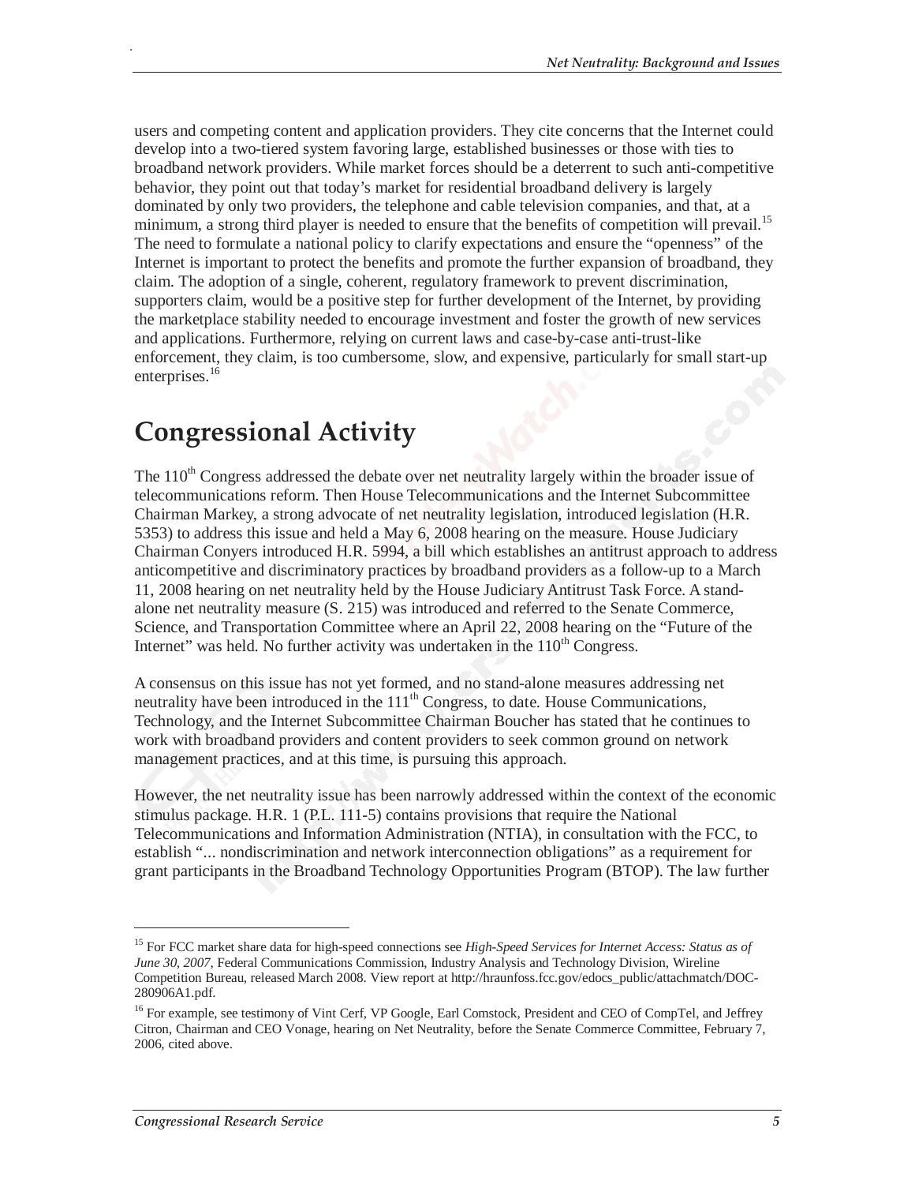users and competing content and application providers. They cite concerns that the Internet could develop into a two-tiered system favoring large, established businesses or those with ties to broadband network providers. While market forces should be a deterrent to such anti-competitive behavior, they point out that today's market for residential broadband delivery is largely dominated by only two providers, the telephone and cable television companies, and that, at a minimum, a strong third player is needed to ensure that the benefits of competition will prevail.[15] The need to formulate a national policy to clarify expectations and ensure the "openness" of the Internet is important to protect the benefits and promote the further expansion of broadband, they claim. The adoption of a single, coherent, regulatory framework to prevent discrimination, supporters claim, would be a positive step for further development of the Internet, by providing the marketplace stability needed to encourage investment and foster the growth of new services and applications. Furthermore, relying on current laws and case-by-case anti-trust-like enforcement, they claim, is too cumbersome, slow, and expensive, particularly for small start-up enterprises.[16]

# Congressional Activity

The 110th Congress addressed the debate over net neutrality largely within the broader issue of telecommunications reform. Then House Telecommunications and the Internet Subcommittee Chairman Markey, a strong advocate of net neutrality legislation, introduced legislation (H.R. 5353) to address this issue and held a May 6, 2008 hearing on the measure. House Judiciary Chairman Conyers introduced H.R. 5994, a bill which establishes an antitrust approach to address anticompetitive and discriminatory practices by broadband providers as a follow-up to a March 11, 2008 hearing on net neutrality held by the House Judiciary Antitrust Task Force. A stand-alone net neutrality measure (S. 215) was introduced and referred to the Senate Commerce, Science, and Transportation Committee where an April 22, 2008 hearing on the "Future of the Internet" was held. No further activity was undertaken in the 110th Congress.

A consensus on this issue has not yet formed, and no stand-alone measures addressing net neutrality have been introduced in the 111th Congress, to date. House Communications, Technology, and the Internet Subcommittee Chairman Boucher has stated that he continues to work with broadband providers and content providers to seek common ground on network management practices, and at this time, is pursuing this approach.

However, the net neutrality issue has been narrowly addressed within the context of the economic stimulus package. H.R. 1 (P.L. 111-5) contains provisions that require the National Telecommunications and Information Administration (NTIA), in consultation with the FCC, to establish "... nondiscrimination and network interconnection obligations" as a requirement for grant participants in the Broadband Technology Opportunities Program (BTOP). The law further

---

[15] For FCC market share data for high-speed connections see *High-Speed Services for Internet Access: Status as of June 30, 2007,* Federal Communications Commission, Industry Analysis and Technology Division, Wireline Competition Bureau, released March 2008. View report at http://hraunfoss.fcc.gov/edocs_public/attachmatch/DOC-280906A1.pdf.

[16] For example, see testimony of Vint Cerf, VP Google, Earl Comstock, President and CEO of CompTel, and Jeffrey Citron, Chairman and CEO Vonage, hearing on Net Neutrality, before the Senate Commerce Committee, February 7, 2006, cited above.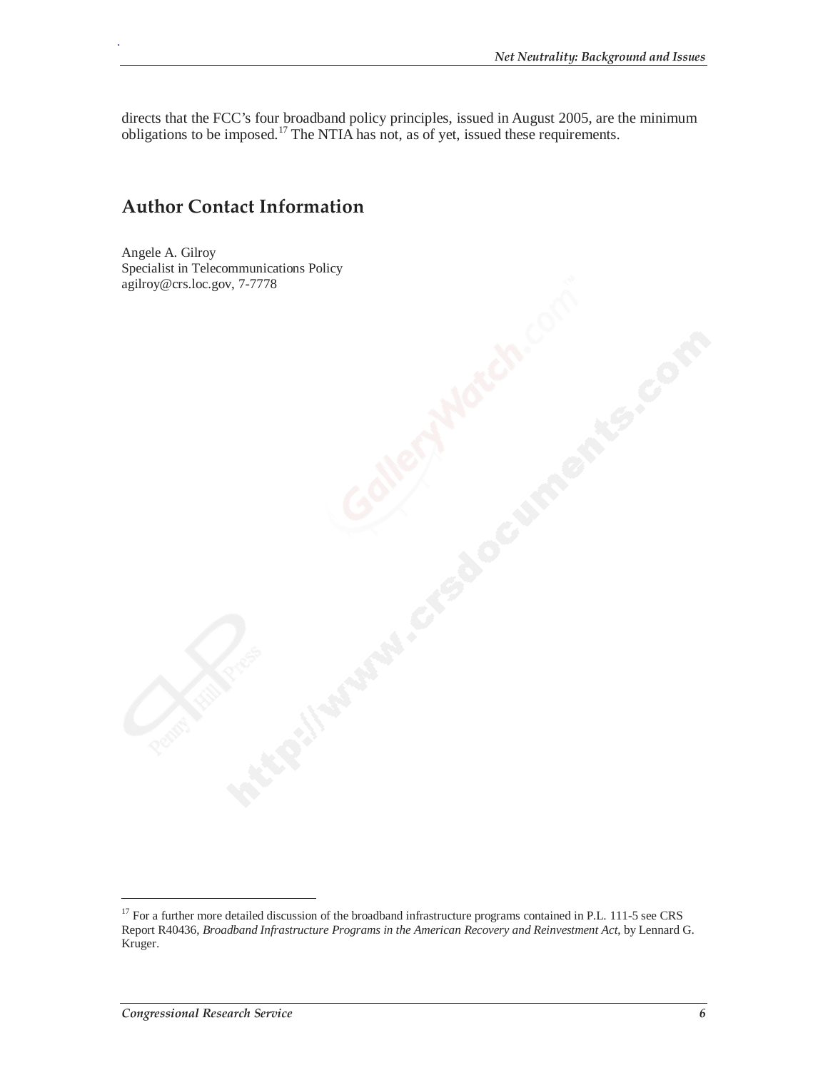directs that the FCC's four broadband policy principles, issued in August 2005, are the minimum obligations to be imposed.[17] The NTIA has not, as of yet, issued these requirements.

## Author Contact Information

Angele A. Gilroy
Specialist in Telecommunications Policy
agilroy@crs.loc.gov, 7-7778

---

[17] For a further more detailed discussion of the broadband infrastructure programs contained in P.L. 111-5 see CRS Report R40436, *Broadband Infrastructure Programs in the American Recovery and Reinvestment Act*, by Lennard G. Kruger.